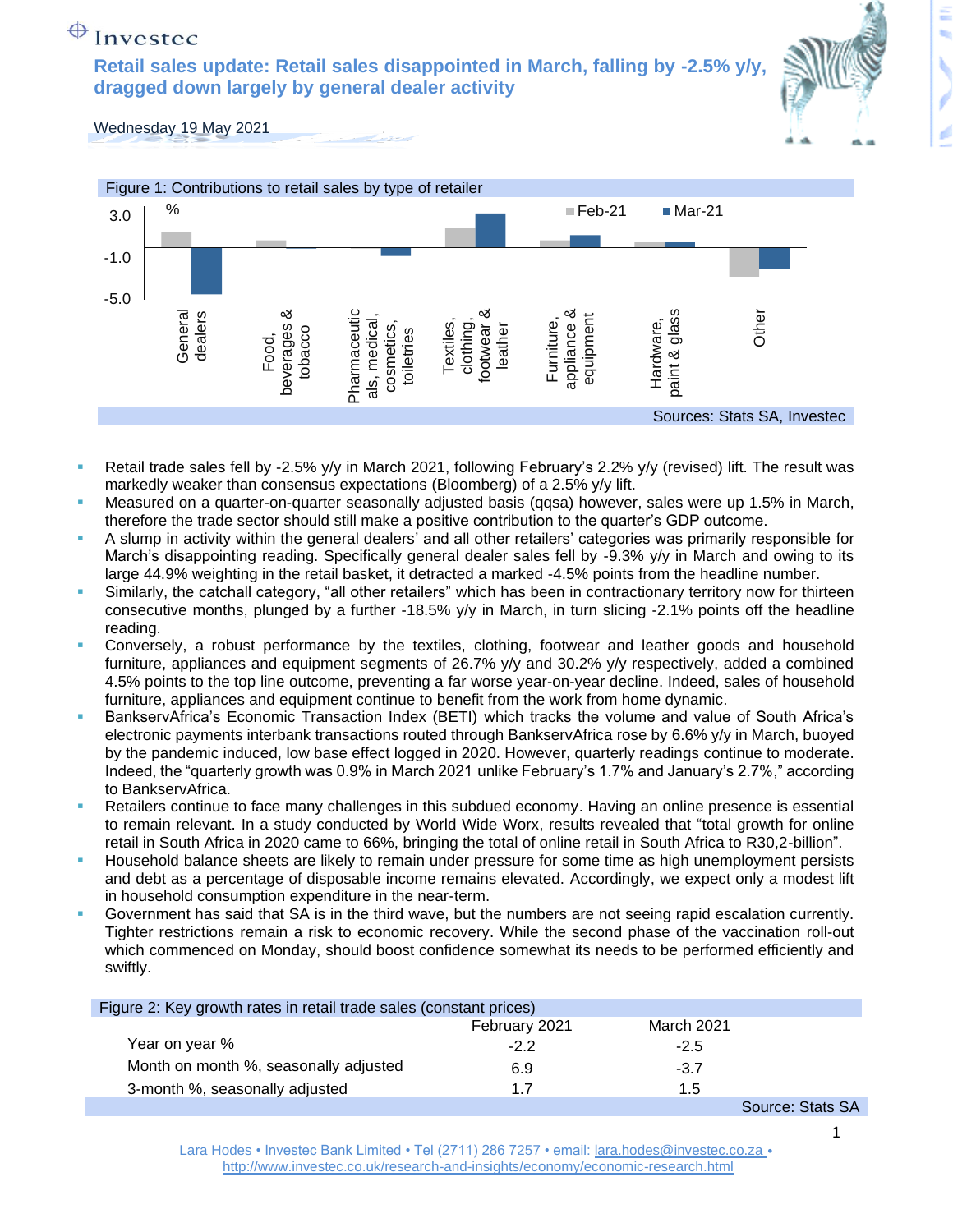Investec

# Retail sales update: Retail sales disappointed in March, falling by -2.5% y/y, dragged down largely by general dealer activity

Wednesday 19 May 2021

Figure 1: Contributions to retail sales by type of retailer

Sources: Stats SA, Investec

- Retail trade sales fell by -2.5% y/y in March 2021, following February's 2.2% y/y (revised) lift. The result was markedly weaker than consensus expectations (Bloomberg) of a 2.5% y/y lift.
- Measured on a quarter-on-quarter seasonally adjusted basis (qqsa) however, sales were up 1.5% in March, therefore the trade sector should still make a positive contribution to the quarter's GDP outcome.
- A slump in activity within the general dealers' and all other retailers' categories was primarily responsible for March's disappointing reading. Specifically general dealer sales fell by -9.3% y/y in March and owing to its large 44.9% weighting in the retail basket, it detracted a marked -4.5% points from the headline number.
- Similarly, the catchall category, "all other retailers" which has been in contractionary territory now for thirteen consecutive months, plunged by a further -18.5% y/y in March, in turn slicing -2.1% points off the headline reading.
- Conversely, a robust performance by the textiles, clothing, footwear and leather goods and household furniture, appliances and equipment segments of 26.7% y/y and 30.2% y/y respectively, added a combined 4.5% points to the top line outcome, preventing a far worse year-on-year decline. Indeed, sales of household furniture, appliances and equipment continue to benefit from the work from home dynamic.
- BankservAfrica's Economic Transaction Index (BETI) which tracks the volume and value of South Africa's electronic payments interbank transactions routed through BankservAfrica rose by 6.6% y/y in March, buoyed by the pandemic induced, low base effect logged in 2020. However, quarterly readings continue to moderate. Indeed, the "quarterly growth was 0.9% in March 2021 unlike February's 1.7% and January's 2.7%," according to BankservAfrica.
- Retailers continue to face many challenges in this subdued economy. Having an online presence is essential to remain relevant. In a study conducted by World Wide Worx, results revealed that "total growth for online retail in South Africa in 2020 came to 66%, bringing the total of online retail in South Africa to R30,2-billion".
- Household balance sheets are likely to remain under pressure for some time as high unemployment persists and debt as a percentage of disposable income remains elevated. Accordingly, we expect only a modest lift in household consumption expenditure in the near-term.
- Government has said that SA is in the third wave, but the numbers are not seeing rapid escalation currently. Tighter restrictions remain a risk to economic recovery. While the second phase of the vaccination roll-out which commenced on Monday, should boost confidence somewhat its needs to be performed efficiently and swiftly.

Figure 2: Key growth rates in retail trade sales (constant prices)

| | February 2021 | March 2021 |
|---|---|---|
| Year on year % | -2.2 | -2.5 |
| Month on month %, seasonally adjusted | 6.9 | -3.7 |
| 3-month %, seasonally adjusted | 1.7 | 1.5 |

Source: Stats SA

Lara Hodes • Investec Bank Limited • Tel (2711) 286 7257 • email: lara.hodes@investec.co.za • http://www.investec.co.uk/research-and-insights/economy/economic-research.html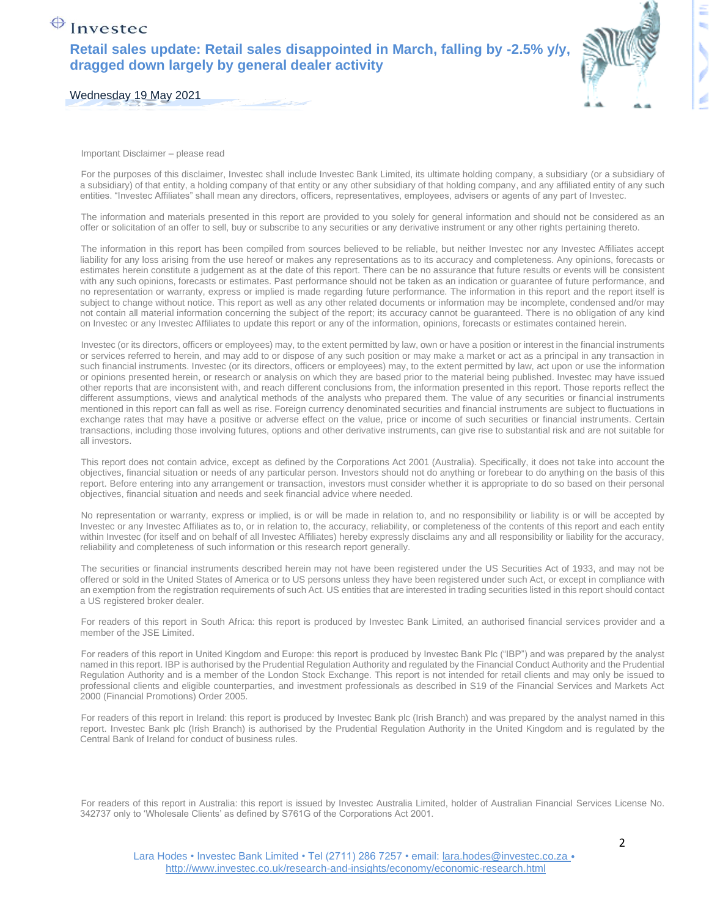Important Disclaimer – please read

For the purposes of this disclaimer, Investec shall include Investec Bank Limited, its ultimate holding company, a subsidiary (or a subsidiary of a subsidiary) of that entity, a holding company of that entity or any other subsidiary of that holding company, and any affiliated entity of any such entities. "Investec Affiliates" shall mean any directors, officers, representatives, employees, advisers or agents of any part of Investec.

The information and materials presented in this report are provided to you solely for general information and should not be considered as an offer or solicitation of an offer to sell, buy or subscribe to any securities or any derivative instrument or any other rights pertaining thereto.

The information in this report has been compiled from sources believed to be reliable, but neither Investec nor any Investec Affiliates accept liability for any loss arising from the use hereof or makes any representations as to its accuracy and completeness. Any opinions, forecasts or estimates herein constitute a judgement as at the date of this report. There can be no assurance that future results or events will be consistent with any such opinions, forecasts or estimates. Past performance should not be taken as an indication or guarantee of future performance, and no representation or warranty, express or implied is made regarding future performance. The information in this report and the report itself is subject to change without notice. This report as well as any other related documents or information may be incomplete, condensed and/or may not contain all material information concerning the subject of the report; its accuracy cannot be guaranteed. There is no obligation of any kind on Investec or any Investec Affiliates to update this report or any of the information, opinions, forecasts or estimates contained herein.

Investec (or its directors, officers or employees) may, to the extent permitted by law, own or have a position or interest in the financial instruments or services referred to herein, and may add to or dispose of any such position or may make a market or act as a principal in any transaction in such financial instruments. Investec (or its directors, officers or employees) may, to the extent permitted by law, act upon or use the information or opinions presented herein, or research or analysis on which they are based prior to the material being published. Investec may have issued other reports that are inconsistent with, and reach different conclusions from, the information presented in this report. Those reports reflect the different assumptions, views and analytical methods of the analysts who prepared them. The value of any securities or financial instruments mentioned in this report can fall as well as rise. Foreign currency denominated securities and financial instruments are subject to fluctuations in exchange rates that may have a positive or adverse effect on the value, price or income of such securities or financial instruments. Certain transactions, including those involving futures, options and other derivative instruments, can give rise to substantial risk and are not suitable for all investors.

This report does not contain advice, except as defined by the Corporations Act 2001 (Australia). Specifically, it does not take into account the objectives, financial situation or needs of any particular person. Investors should not do anything or forebear to do anything on the basis of this report. Before entering into any arrangement or transaction, investors must consider whether it is appropriate to do so based on their personal objectives, financial situation and needs and seek financial advice where needed.

No representation or warranty, express or implied, is or will be made in relation to, and no responsibility or liability is or will be accepted by Investec or any Investec Affiliates as to, or in relation to, the accuracy, reliability, or completeness of the contents of this report and each entity within Investec (for itself and on behalf of all Investec Affiliates) hereby expressly disclaims any and all responsibility or liability for the accuracy, reliability and completeness of such information or this research report generally.

The securities or financial instruments described herein may not have been registered under the US Securities Act of 1933, and may not be offered or sold in the United States of America or to US persons unless they have been registered under such Act, or except in compliance with an exemption from the registration requirements of such Act. US entities that are interested in trading securities listed in this report should contact a US registered broker dealer.

For readers of this report in South Africa: this report is produced by Investec Bank Limited, an authorised financial services provider and a member of the JSE Limited.

For readers of this report in United Kingdom and Europe: this report is produced by Investec Bank Plc ("IBP") and was prepared by the analyst named in this report. IBP is authorised by the Prudential Regulation Authority and regulated by the Financial Conduct Authority and the Prudential Regulation Authority and is a member of the London Stock Exchange. This report is not intended for retail clients and may only be issued to professional clients and eligible counterparties, and investment professionals as described in S19 of the Financial Services and Markets Act 2000 (Financial Promotions) Order 2005.

For readers of this report in Ireland: this report is produced by Investec Bank plc (Irish Branch) and was prepared by the analyst named in this report. Investec Bank plc (Irish Branch) is authorised by the Prudential Regulation Authority in the United Kingdom and is regulated by the Central Bank of Ireland for conduct of business rules.

For readers of this report in Australia: this report is issued by Investec Australia Limited, holder of Australian Financial Services License No. 342737 only to 'Wholesale Clients' as defined by S761G of the Corporations Act 2001.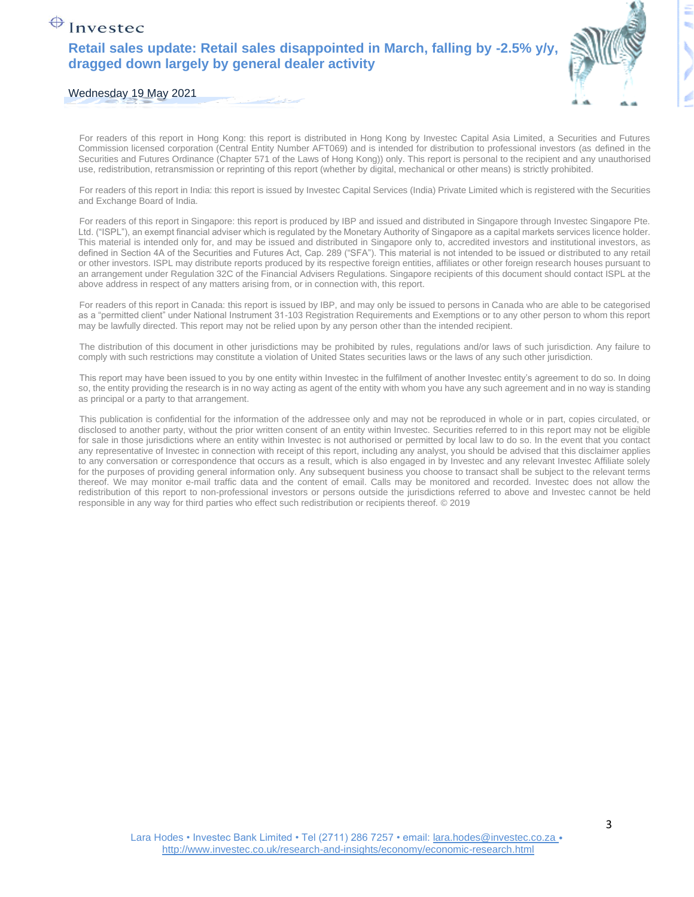For readers of this report in Hong Kong: this report is distributed in Hong Kong by Investec Capital Asia Limited, a Securities and Futures Commission licensed corporation (Central Entity Number AFT069) and is intended for distribution to professional investors (as defined in the Securities and Futures Ordinance (Chapter 571 of the Laws of Hong Kong)) only. This report is personal to the recipient and any unauthorised use, redistribution, retransmission or reprinting of this report (whether by digital, mechanical or other means) is strictly prohibited.

For readers of this report in India: this report is issued by Investec Capital Services (India) Private Limited which is registered with the Securities and Exchange Board of India.

For readers of this report in Singapore: this report is produced by IBP and issued and distributed in Singapore through Investec Singapore Pte. Ltd. ("ISPL"), an exempt financial adviser which is regulated by the Monetary Authority of Singapore as a capital markets services licence holder. This material is intended only for, and may be issued and distributed in Singapore only to, accredited investors and institutional investors, as defined in Section 4A of the Securities and Futures Act, Cap. 289 ("SFA"). This material is not intended to be issued or distributed to any retail or other investors. ISPL may distribute reports produced by its respective foreign entities, affiliates or other foreign research houses pursuant to an arrangement under Regulation 32C of the Financial Advisers Regulations. Singapore recipients of this document should contact ISPL at the above address in respect of any matters arising from, or in connection with, this report.

For readers of this report in Canada: this report is issued by IBP, and may only be issued to persons in Canada who are able to be categorised as a "permitted client" under National Instrument 31-103 Registration Requirements and Exemptions or to any other person to whom this report may be lawfully directed. This report may not be relied upon by any person other than the intended recipient.

The distribution of this document in other jurisdictions may be prohibited by rules, regulations and/or laws of such jurisdiction. Any failure to comply with such restrictions may constitute a violation of United States securities laws or the laws of any such other jurisdiction.

This report may have been issued to you by one entity within Investec in the fulfilment of another Investec entity's agreement to do so. In doing so, the entity providing the research is in no way acting as agent of the entity with whom you have any such agreement and in no way is standing as principal or a party to that arrangement.

This publication is confidential for the information of the addressee only and may not be reproduced in whole or in part, copies circulated, or disclosed to another party, without the prior written consent of an entity within Investec. Securities referred to in this report may not be eligible for sale in those jurisdictions where an entity within Investec is not authorised or permitted by local law to do so. In the event that you contact any representative of Investec in connection with receipt of this report, including any analyst, you should be advised that this disclaimer applies to any conversation or correspondence that occurs as a result, which is also engaged in by Investec and any relevant Investec Affiliate solely for the purposes of providing general information only. Any subsequent business you choose to transact shall be subject to the relevant terms thereof. We may monitor e-mail traffic data and the content of email. Calls may be monitored and recorded. Investec does not allow the redistribution of this report to non-professional investors or persons outside the jurisdictions referred to above and Investec cannot be held responsible in any way for third parties who effect such redistribution or recipients thereof. © 2019